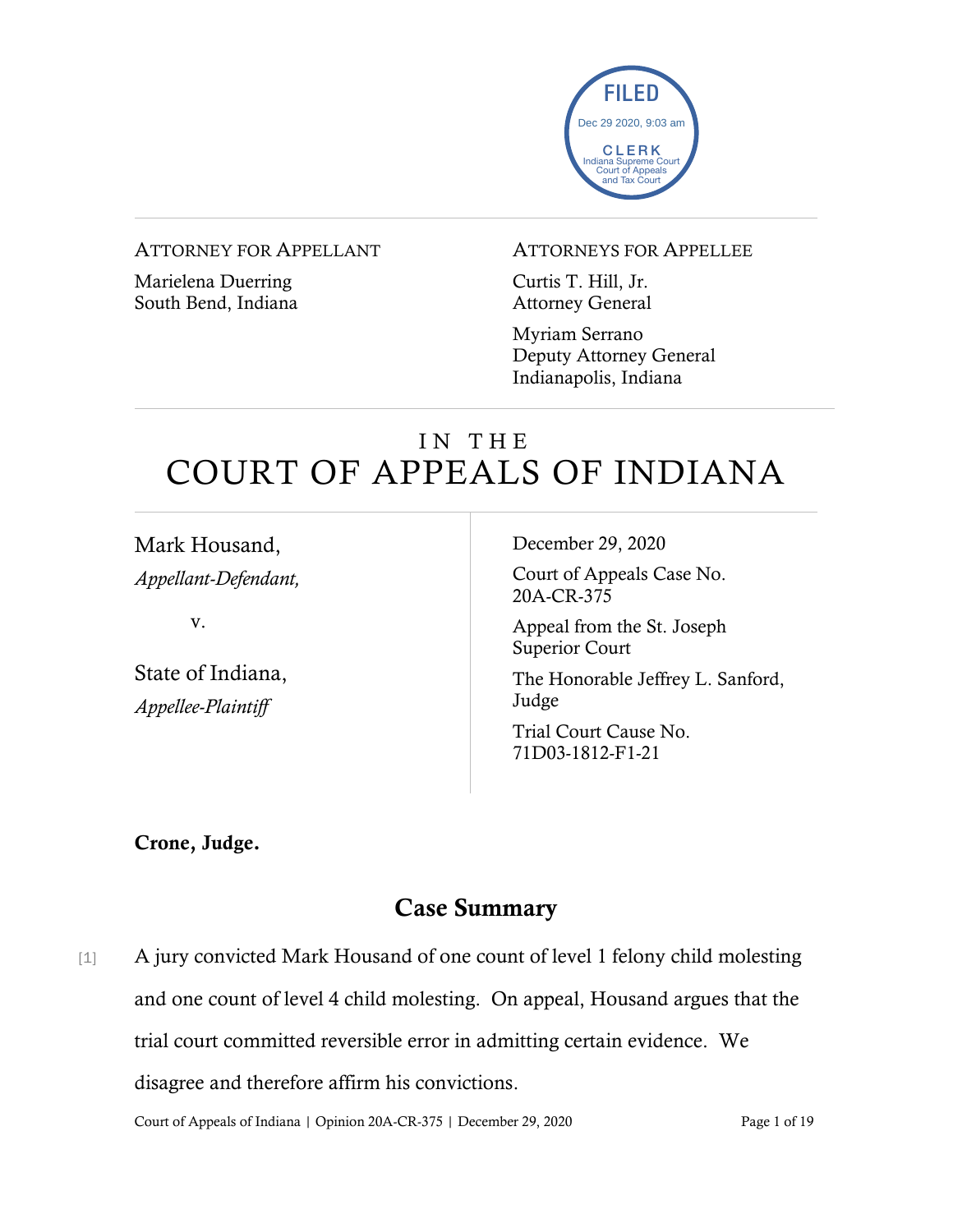FILED
Dec 29 2020, 9:03 am
CLERK
Indiana Supreme Court
Court of Appeals
and Tax Court

ATTORNEY FOR APPELLANT

Marielena Duerring
South Bend, Indiana

ATTORNEYS FOR APPELLEE

Curtis T. Hill, Jr.
Attorney General

Myriam Serrano
Deputy Attorney General
Indianapolis, Indiana

# IN THE COURT OF APPEALS OF INDIANA

Mark Housand,
*Appellant-Defendant,*

v.

State of Indiana,
*Appellee-Plaintiff*

December 29, 2020

Court of Appeals Case No. 20A-CR-375

Appeal from the St. Joseph Superior Court

The Honorable Jeffrey L. Sanford, Judge

Trial Court Cause No. 71D03-1812-F1-21

**Crone, Judge.**

## Case Summary

[1] A jury convicted Mark Housand of one count of level 1 felony child molesting and one count of level 4 child molesting. On appeal, Housand argues that the trial court committed reversible error in admitting certain evidence. We disagree and therefore affirm his convictions.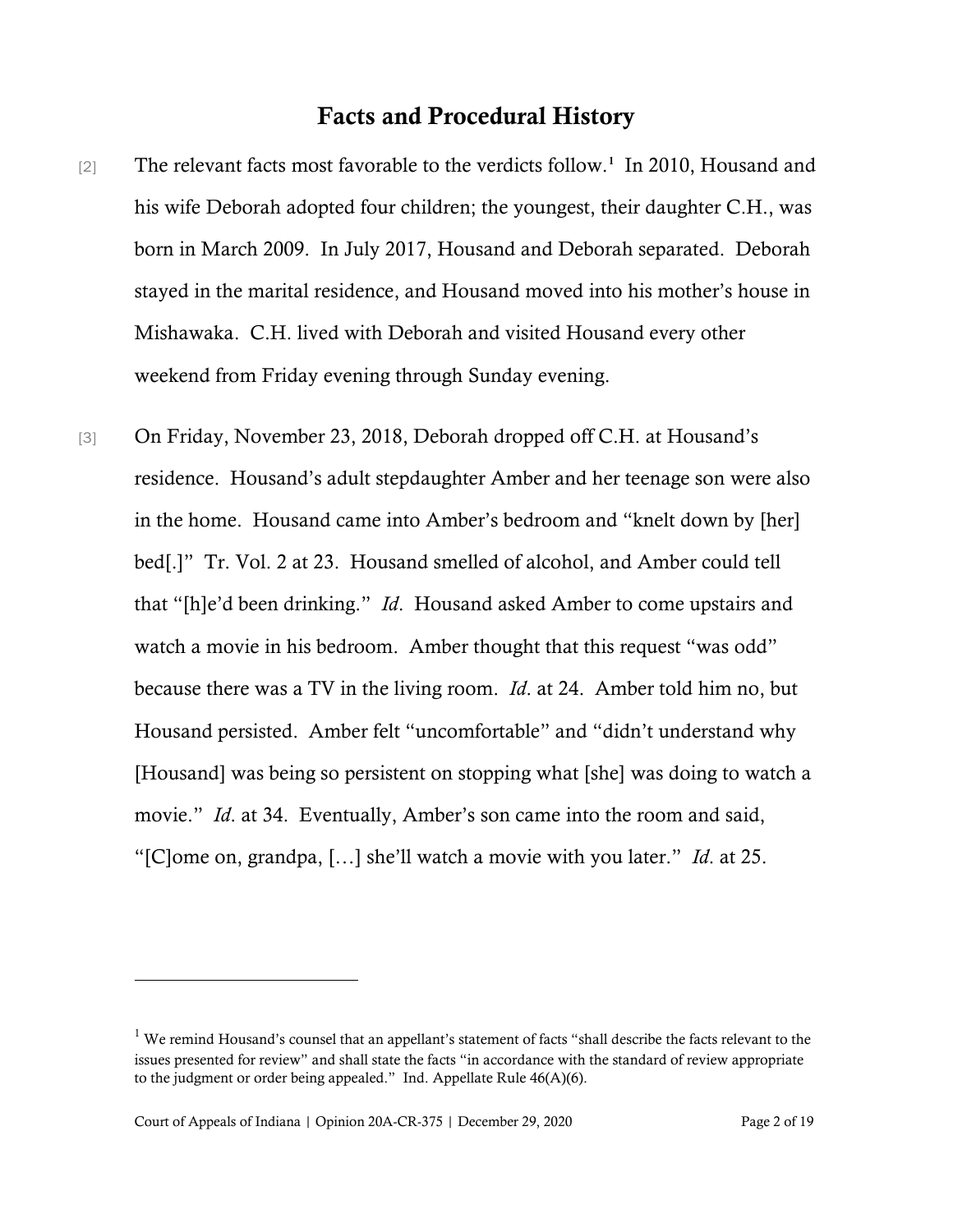## Facts and Procedural History

[2] The relevant facts most favorable to the verdicts follow.[1] In 2010, Housand and his wife Deborah adopted four children; the youngest, their daughter C.H., was born in March 2009. In July 2017, Housand and Deborah separated. Deborah stayed in the marital residence, and Housand moved into his mother's house in Mishawaka. C.H. lived with Deborah and visited Housand every other weekend from Friday evening through Sunday evening.

[3] On Friday, November 23, 2018, Deborah dropped off C.H. at Housand's residence. Housand's adult stepdaughter Amber and her teenage son were also in the home. Housand came into Amber's bedroom and "knelt down by [her] bed[.]" Tr. Vol. 2 at 23. Housand smelled of alcohol, and Amber could tell that "[h]e'd been drinking." *Id*. Housand asked Amber to come upstairs and watch a movie in his bedroom. Amber thought that this request "was odd" because there was a TV in the living room. *Id*. at 24. Amber told him no, but Housand persisted. Amber felt "uncomfortable" and "didn't understand why [Housand] was being so persistent on stopping what [she] was doing to watch a movie." *Id*. at 34. Eventually, Amber's son came into the room and said, "[C]ome on, grandpa, […] she'll watch a movie with you later." *Id*. at 25.

---

[1] We remind Housand's counsel that an appellant's statement of facts "shall describe the facts relevant to the issues presented for review" and shall state the facts "in accordance with the standard of review appropriate to the judgment or order being appealed." Ind. Appellate Rule 46(A)(6).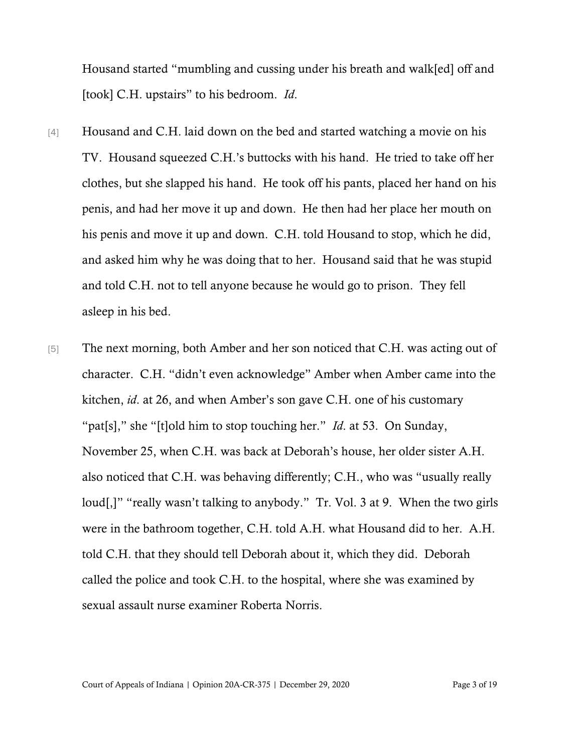Housand started "mumbling and cussing under his breath and walk[ed] off and [took] C.H. upstairs" to his bedroom. *Id*.

[4] Housand and C.H. laid down on the bed and started watching a movie on his TV. Housand squeezed C.H.'s buttocks with his hand. He tried to take off her clothes, but she slapped his hand. He took off his pants, placed her hand on his penis, and had her move it up and down. He then had her place her mouth on his penis and move it up and down. C.H. told Housand to stop, which he did, and asked him why he was doing that to her. Housand said that he was stupid and told C.H. not to tell anyone because he would go to prison. They fell asleep in his bed.

[5] The next morning, both Amber and her son noticed that C.H. was acting out of character. C.H. "didn't even acknowledge" Amber when Amber came into the kitchen, *id*. at 26, and when Amber's son gave C.H. one of his customary "pat[s]," she "[t]old him to stop touching her." *Id*. at 53. On Sunday, November 25, when C.H. was back at Deborah's house, her older sister A.H. also noticed that C.H. was behaving differently; C.H., who was "usually really loud[,]" "really wasn't talking to anybody." Tr. Vol. 3 at 9. When the two girls were in the bathroom together, C.H. told A.H. what Housand did to her. A.H. told C.H. that they should tell Deborah about it, which they did. Deborah called the police and took C.H. to the hospital, where she was examined by sexual assault nurse examiner Roberta Norris.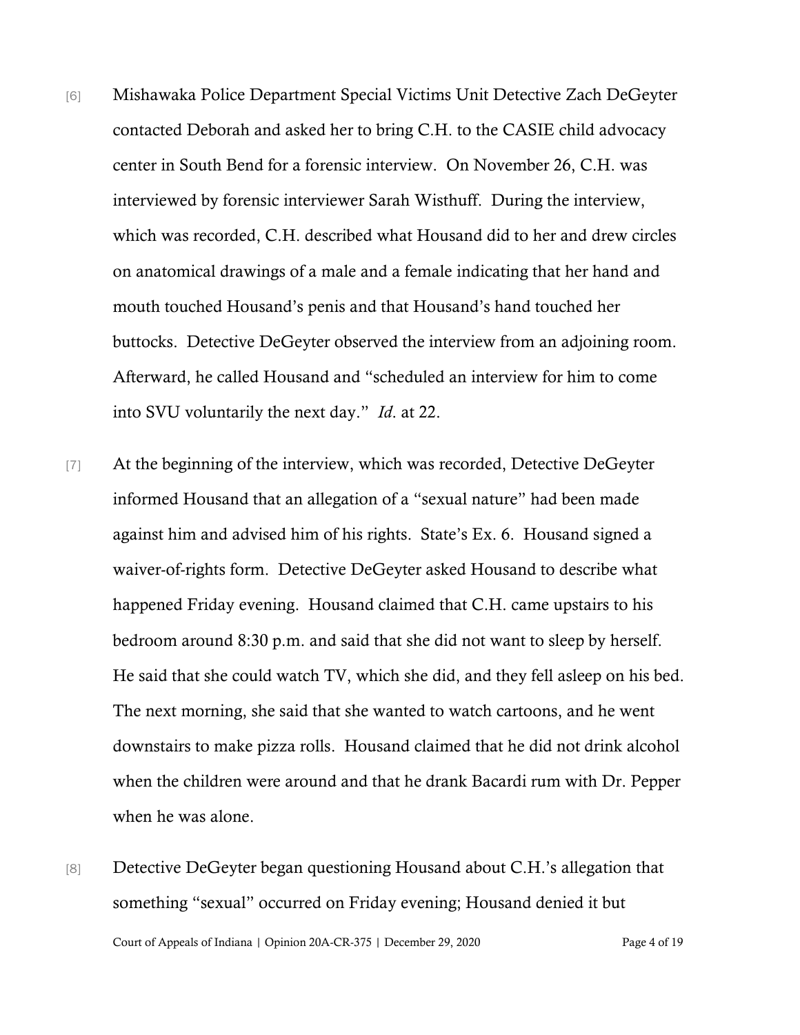[6] Mishawaka Police Department Special Victims Unit Detective Zach DeGeyter contacted Deborah and asked her to bring C.H. to the CASIE child advocacy center in South Bend for a forensic interview. On November 26, C.H. was interviewed by forensic interviewer Sarah Wisthuff. During the interview, which was recorded, C.H. described what Housand did to her and drew circles on anatomical drawings of a male and a female indicating that her hand and mouth touched Housand's penis and that Housand's hand touched her buttocks. Detective DeGeyter observed the interview from an adjoining room. Afterward, he called Housand and "scheduled an interview for him to come into SVU voluntarily the next day." *Id*. at 22.

[7] At the beginning of the interview, which was recorded, Detective DeGeyter informed Housand that an allegation of a "sexual nature" had been made against him and advised him of his rights. State's Ex. 6. Housand signed a waiver-of-rights form. Detective DeGeyter asked Housand to describe what happened Friday evening. Housand claimed that C.H. came upstairs to his bedroom around 8:30 p.m. and said that she did not want to sleep by herself. He said that she could watch TV, which she did, and they fell asleep on his bed. The next morning, she said that she wanted to watch cartoons, and he went downstairs to make pizza rolls. Housand claimed that he did not drink alcohol when the children were around and that he drank Bacardi rum with Dr. Pepper when he was alone.

[8] Detective DeGeyter began questioning Housand about C.H.'s allegation that something "sexual" occurred on Friday evening; Housand denied it but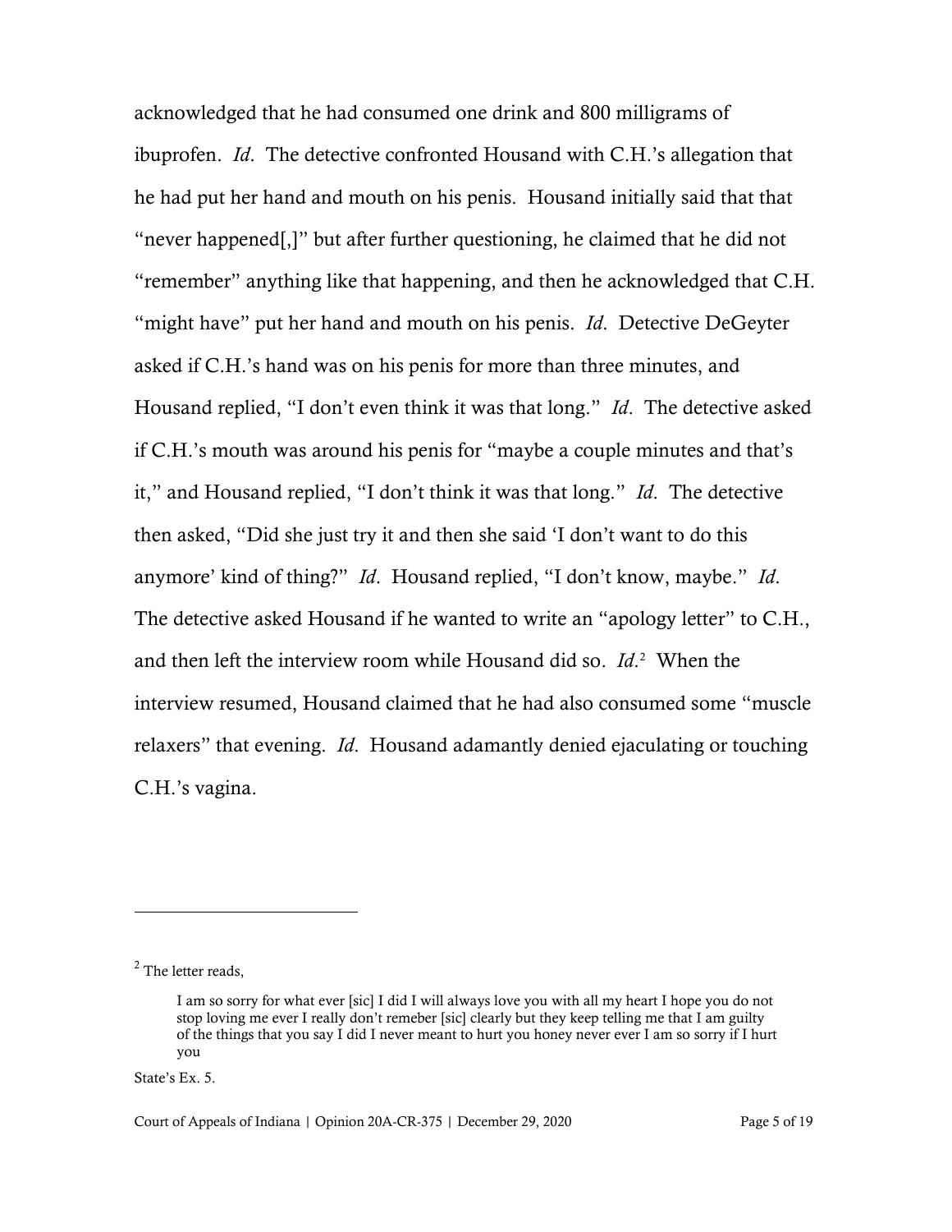acknowledged that he had consumed one drink and 800 milligrams of ibuprofen. *Id*. The detective confronted Housand with C.H.'s allegation that he had put her hand and mouth on his penis. Housand initially said that that "never happened[,]" but after further questioning, he claimed that he did not "remember" anything like that happening, and then he acknowledged that C.H. "might have" put her hand and mouth on his penis. *Id*. Detective DeGeyter asked if C.H.'s hand was on his penis for more than three minutes, and Housand replied, "I don't even think it was that long." *Id*. The detective asked if C.H.'s mouth was around his penis for "maybe a couple minutes and that's it," and Housand replied, "I don't think it was that long." *Id*. The detective then asked, "Did she just try it and then she said 'I don't want to do this anymore' kind of thing?" *Id*. Housand replied, "I don't know, maybe." *Id*. The detective asked Housand if he wanted to write an "apology letter" to C.H., and then left the interview room while Housand did so. *Id*.[2] When the interview resumed, Housand claimed that he had also consumed some "muscle relaxers" that evening. *Id*. Housand adamantly denied ejaculating or touching C.H.'s vagina.

---

[2] The letter reads,

> I am so sorry for what ever [sic] I did I will always love you with all my heart I hope you do not stop loving me ever I really don't remeber [sic] clearly but they keep telling me that I am guilty of the things that you say I did I never meant to hurt you honey never ever I am so sorry if I hurt you

State's Ex. 5.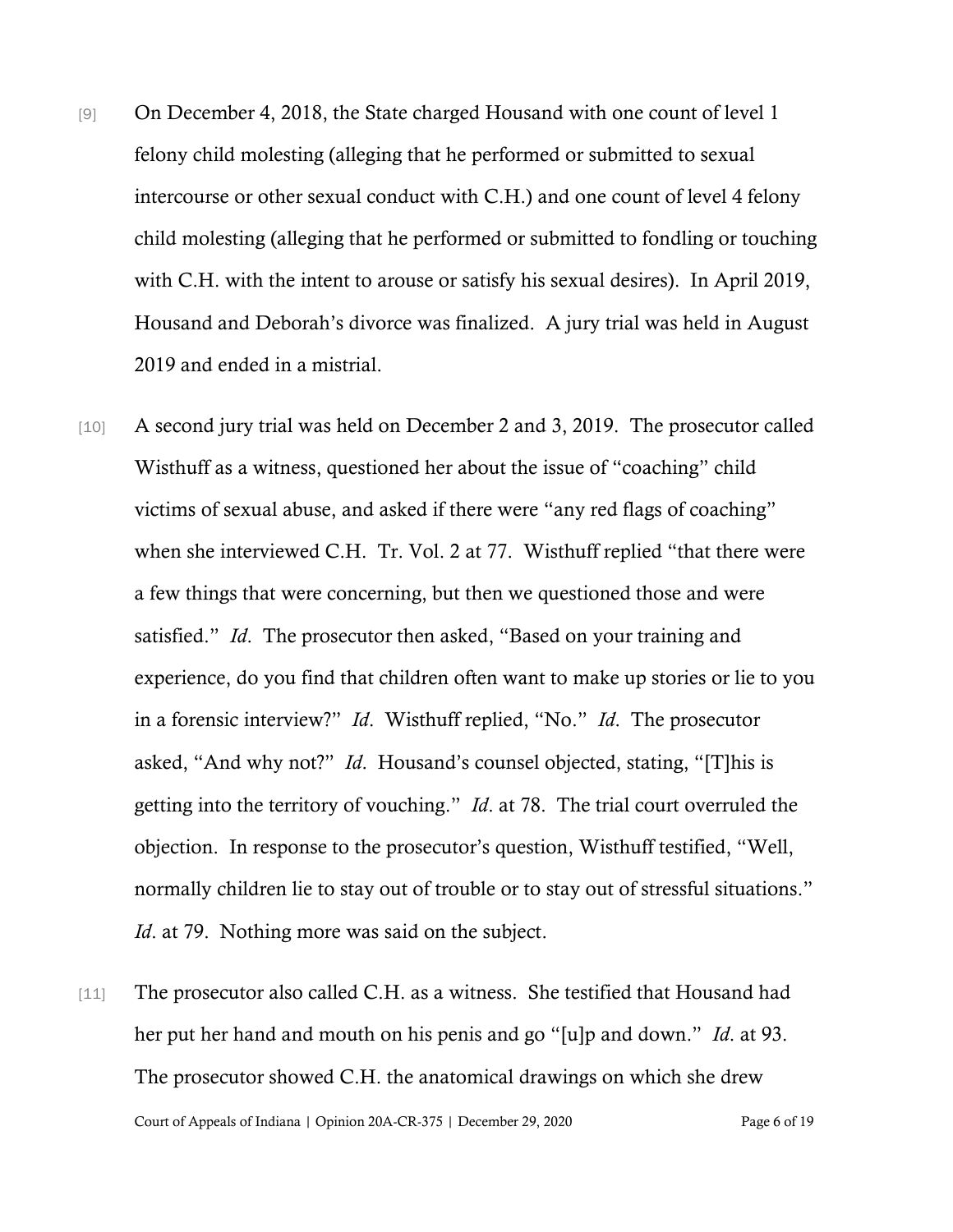[9] On December 4, 2018, the State charged Housand with one count of level 1 felony child molesting (alleging that he performed or submitted to sexual intercourse or other sexual conduct with C.H.) and one count of level 4 felony child molesting (alleging that he performed or submitted to fondling or touching with C.H. with the intent to arouse or satisfy his sexual desires). In April 2019, Housand and Deborah's divorce was finalized. A jury trial was held in August 2019 and ended in a mistrial.

[10] A second jury trial was held on December 2 and 3, 2019. The prosecutor called Wisthuff as a witness, questioned her about the issue of "coaching" child victims of sexual abuse, and asked if there were "any red flags of coaching" when she interviewed C.H. Tr. Vol. 2 at 77. Wisthuff replied "that there were a few things that were concerning, but then we questioned those and were satisfied." *Id*. The prosecutor then asked, "Based on your training and experience, do you find that children often want to make up stories or lie to you in a forensic interview?" *Id*. Wisthuff replied, "No." *Id*. The prosecutor asked, "And why not?" *Id*. Housand's counsel objected, stating, "[T]his is getting into the territory of vouching." *Id*. at 78. The trial court overruled the objection. In response to the prosecutor's question, Wisthuff testified, "Well, normally children lie to stay out of trouble or to stay out of stressful situations." *Id*. at 79. Nothing more was said on the subject.

[11] The prosecutor also called C.H. as a witness. She testified that Housand had her put her hand and mouth on his penis and go "[u]p and down." *Id*. at 93. The prosecutor showed C.H. the anatomical drawings on which she drew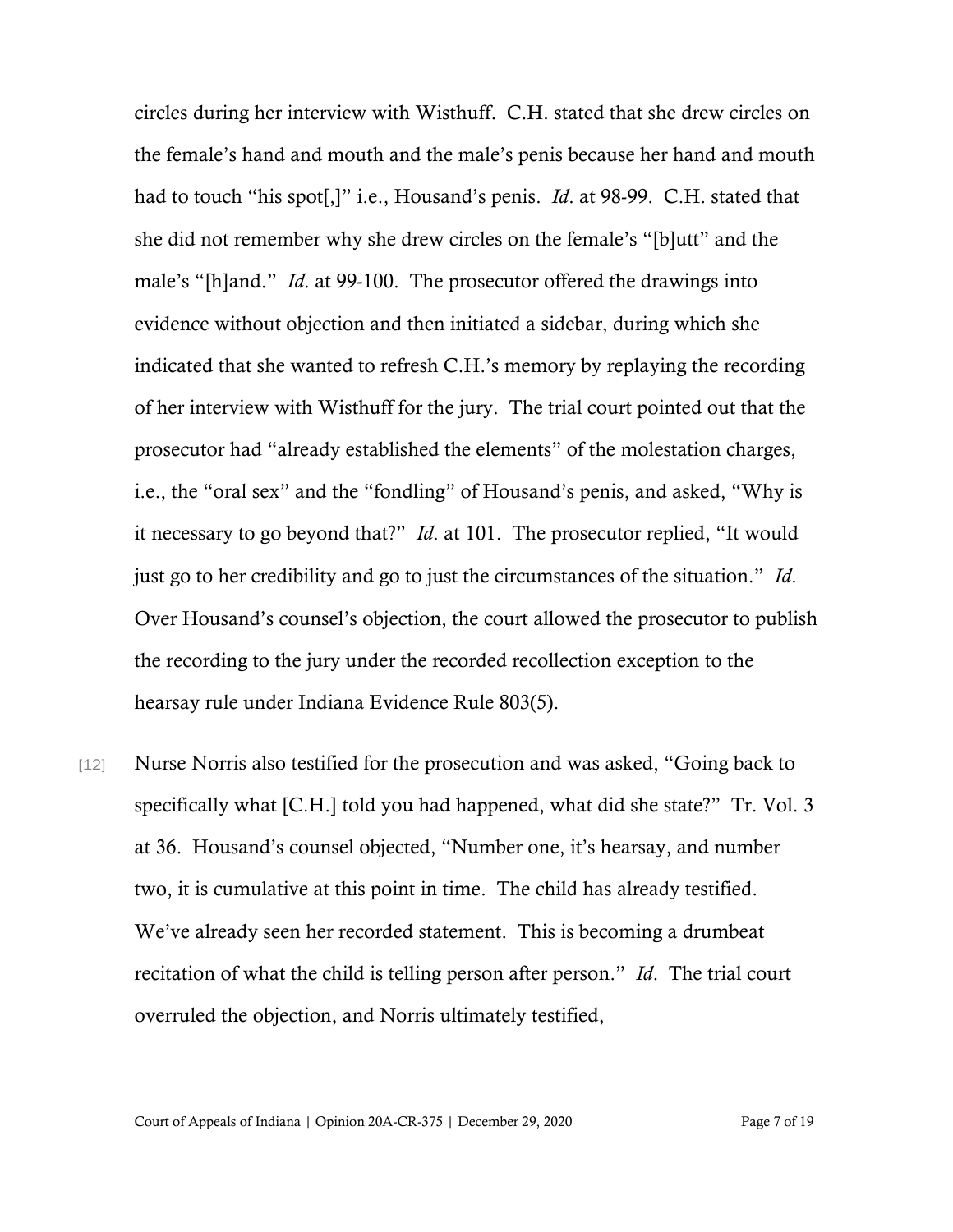circles during her interview with Wisthuff. C.H. stated that she drew circles on the female's hand and mouth and the male's penis because her hand and mouth had to touch "his spot[,]" i.e., Housand's penis. *Id*. at 98-99. C.H. stated that she did not remember why she drew circles on the female's "[b]utt" and the male's "[h]and." *Id*. at 99-100. The prosecutor offered the drawings into evidence without objection and then initiated a sidebar, during which she indicated that she wanted to refresh C.H.'s memory by replaying the recording of her interview with Wisthuff for the jury. The trial court pointed out that the prosecutor had "already established the elements" of the molestation charges, i.e., the "oral sex" and the "fondling" of Housand's penis, and asked, "Why is it necessary to go beyond that?" *Id*. at 101. The prosecutor replied, "It would just go to her credibility and go to just the circumstances of the situation." *Id*. Over Housand's counsel's objection, the court allowed the prosecutor to publish the recording to the jury under the recorded recollection exception to the hearsay rule under Indiana Evidence Rule 803(5).

[12] Nurse Norris also testified for the prosecution and was asked, "Going back to specifically what [C.H.] told you had happened, what did she state?" Tr. Vol. 3 at 36. Housand's counsel objected, "Number one, it's hearsay, and number two, it is cumulative at this point in time. The child has already testified. We've already seen her recorded statement. This is becoming a drumbeat recitation of what the child is telling person after person." *Id*. The trial court overruled the objection, and Norris ultimately testified,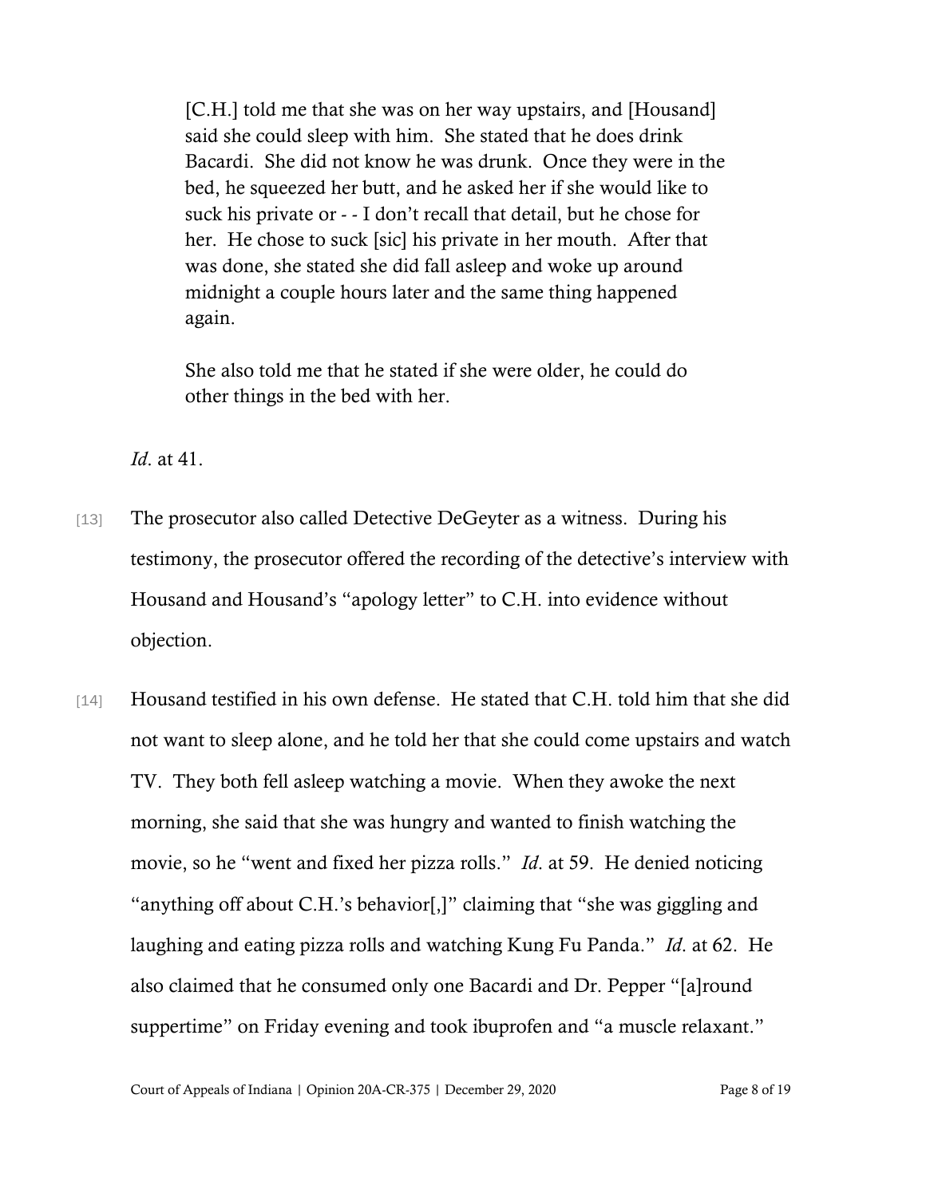> [C.H.] told me that she was on her way upstairs, and [Housand] said she could sleep with him. She stated that he does drink Bacardi. She did not know he was drunk. Once they were in the bed, he squeezed her butt, and he asked her if she would like to suck his private or - - I don't recall that detail, but he chose for her. He chose to suck [sic] his private in her mouth. After that was done, she stated she did fall asleep and woke up around midnight a couple hours later and the same thing happened again.
>
> She also told me that he stated if she were older, he could do other things in the bed with her.

*Id.* at 41.

[13] The prosecutor also called Detective DeGeyter as a witness. During his testimony, the prosecutor offered the recording of the detective's interview with Housand and Housand's "apology letter" to C.H. into evidence without objection.

[14] Housand testified in his own defense. He stated that C.H. told him that she did not want to sleep alone, and he told her that she could come upstairs and watch TV. They both fell asleep watching a movie. When they awoke the next morning, she said that she was hungry and wanted to finish watching the movie, so he "went and fixed her pizza rolls." *Id.* at 59. He denied noticing "anything off about C.H.'s behavior[,]" claiming that "she was giggling and laughing and eating pizza rolls and watching Kung Fu Panda." *Id.* at 62. He also claimed that he consumed only one Bacardi and Dr. Pepper "[a]round suppertime" on Friday evening and took ibuprofen and "a muscle relaxant."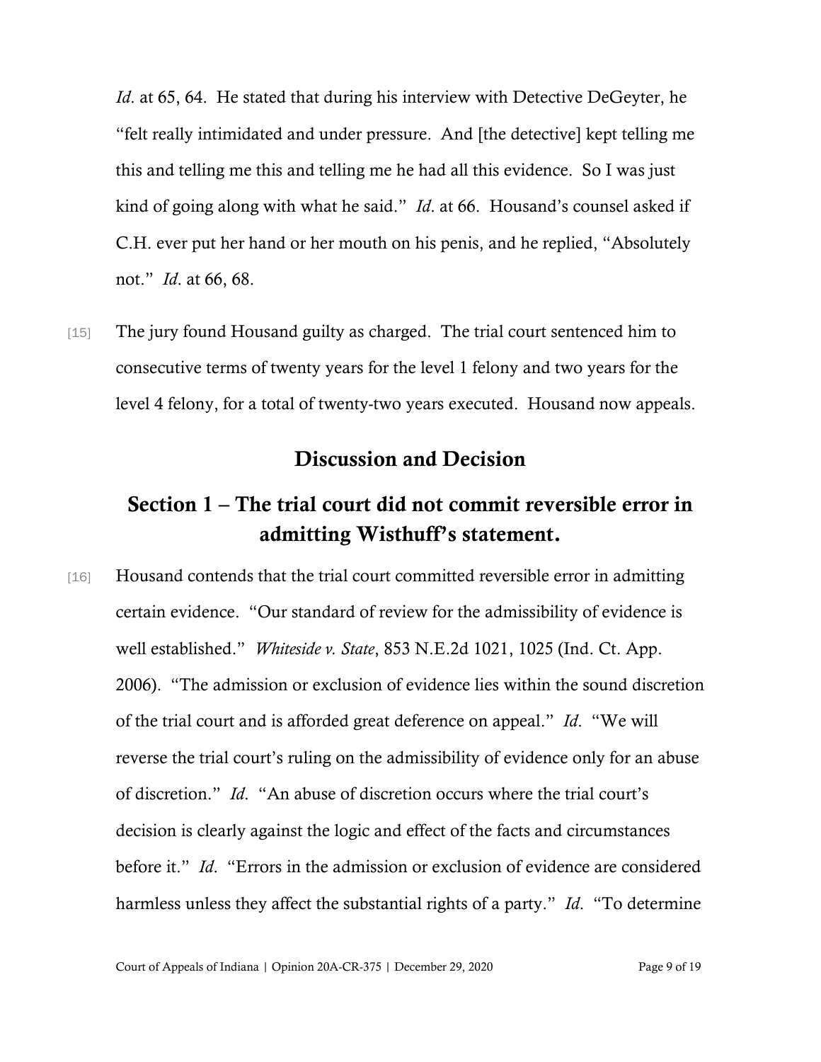*Id*. at 65, 64. He stated that during his interview with Detective DeGeyter, he "felt really intimidated and under pressure. And [the detective] kept telling me this and telling me this and telling me he had all this evidence. So I was just kind of going along with what he said." *Id*. at 66. Housand's counsel asked if C.H. ever put her hand or her mouth on his penis, and he replied, "Absolutely not." *Id*. at 66, 68.

[15] The jury found Housand guilty as charged. The trial court sentenced him to consecutive terms of twenty years for the level 1 felony and two years for the level 4 felony, for a total of twenty-two years executed. Housand now appeals.

## Discussion and Decision

## Section 1 – The trial court did not commit reversible error in admitting Wisthuff's statement.

[16] Housand contends that the trial court committed reversible error in admitting certain evidence. "Our standard of review for the admissibility of evidence is well established." *Whiteside v. State*, 853 N.E.2d 1021, 1025 (Ind. Ct. App. 2006). "The admission or exclusion of evidence lies within the sound discretion of the trial court and is afforded great deference on appeal." *Id*. "We will reverse the trial court's ruling on the admissibility of evidence only for an abuse of discretion." *Id*. "An abuse of discretion occurs where the trial court's decision is clearly against the logic and effect of the facts and circumstances before it." *Id*. "Errors in the admission or exclusion of evidence are considered harmless unless they affect the substantial rights of a party." *Id*. "To determine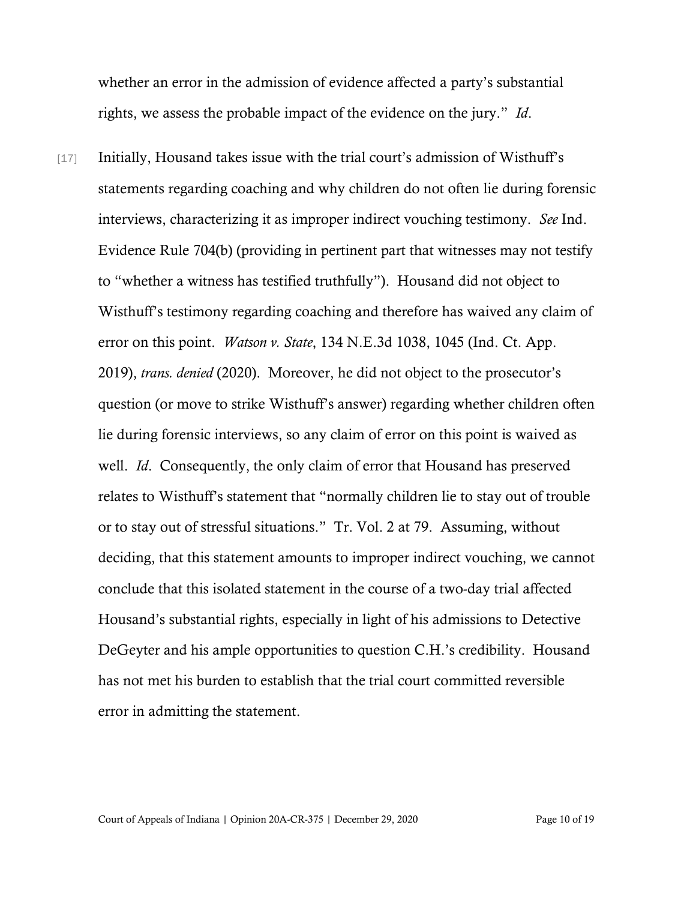whether an error in the admission of evidence affected a party's substantial rights, we assess the probable impact of the evidence on the jury." *Id*.

[17] Initially, Housand takes issue with the trial court's admission of Wisthuff's statements regarding coaching and why children do not often lie during forensic interviews, characterizing it as improper indirect vouching testimony. *See* Ind. Evidence Rule 704(b) (providing in pertinent part that witnesses may not testify to "whether a witness has testified truthfully"). Housand did not object to Wisthuff's testimony regarding coaching and therefore has waived any claim of error on this point. *Watson v. State*, 134 N.E.3d 1038, 1045 (Ind. Ct. App. 2019), *trans. denied* (2020). Moreover, he did not object to the prosecutor's question (or move to strike Wisthuff's answer) regarding whether children often lie during forensic interviews, so any claim of error on this point is waived as well. *Id*. Consequently, the only claim of error that Housand has preserved relates to Wisthuff's statement that "normally children lie to stay out of trouble or to stay out of stressful situations." Tr. Vol. 2 at 79. Assuming, without deciding, that this statement amounts to improper indirect vouching, we cannot conclude that this isolated statement in the course of a two-day trial affected Housand's substantial rights, especially in light of his admissions to Detective DeGeyter and his ample opportunities to question C.H.'s credibility. Housand has not met his burden to establish that the trial court committed reversible error in admitting the statement.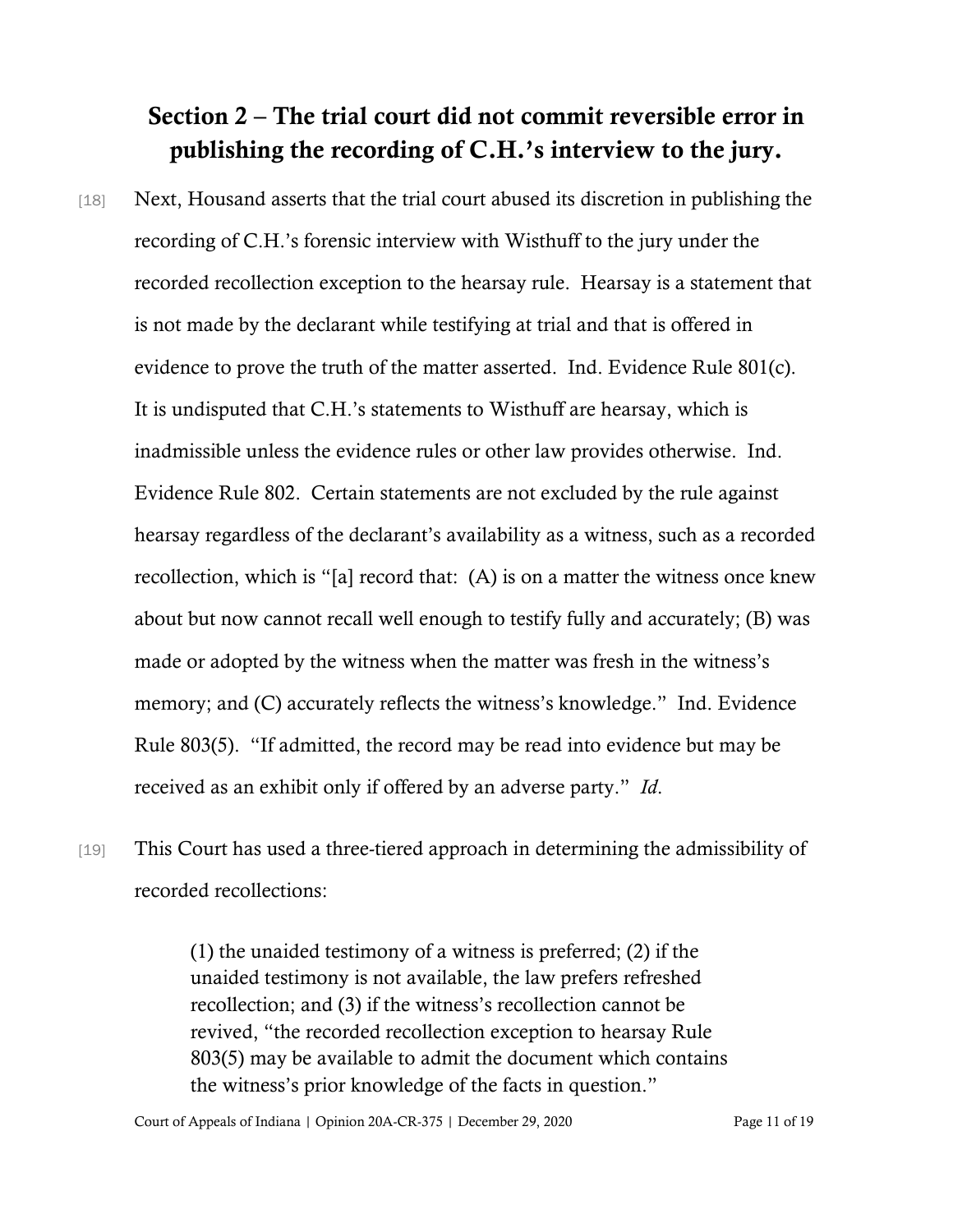## Section 2 – The trial court did not commit reversible error in publishing the recording of C.H.'s interview to the jury.

[18] Next, Housand asserts that the trial court abused its discretion in publishing the recording of C.H.'s forensic interview with Wisthuff to the jury under the recorded recollection exception to the hearsay rule. Hearsay is a statement that is not made by the declarant while testifying at trial and that is offered in evidence to prove the truth of the matter asserted. Ind. Evidence Rule 801(c). It is undisputed that C.H.'s statements to Wisthuff are hearsay, which is inadmissible unless the evidence rules or other law provides otherwise. Ind. Evidence Rule 802. Certain statements are not excluded by the rule against hearsay regardless of the declarant's availability as a witness, such as a recorded recollection, which is "[a] record that: (A) is on a matter the witness once knew about but now cannot recall well enough to testify fully and accurately; (B) was made or adopted by the witness when the matter was fresh in the witness's memory; and (C) accurately reflects the witness's knowledge." Ind. Evidence Rule 803(5). "If admitted, the record may be read into evidence but may be received as an exhibit only if offered by an adverse party." *Id*.

[19] This Court has used a three-tiered approach in determining the admissibility of recorded recollections:

> (1) the unaided testimony of a witness is preferred; (2) if the unaided testimony is not available, the law prefers refreshed recollection; and (3) if the witness's recollection cannot be revived, "the recorded recollection exception to hearsay Rule 803(5) may be available to admit the document which contains the witness's prior knowledge of the facts in question."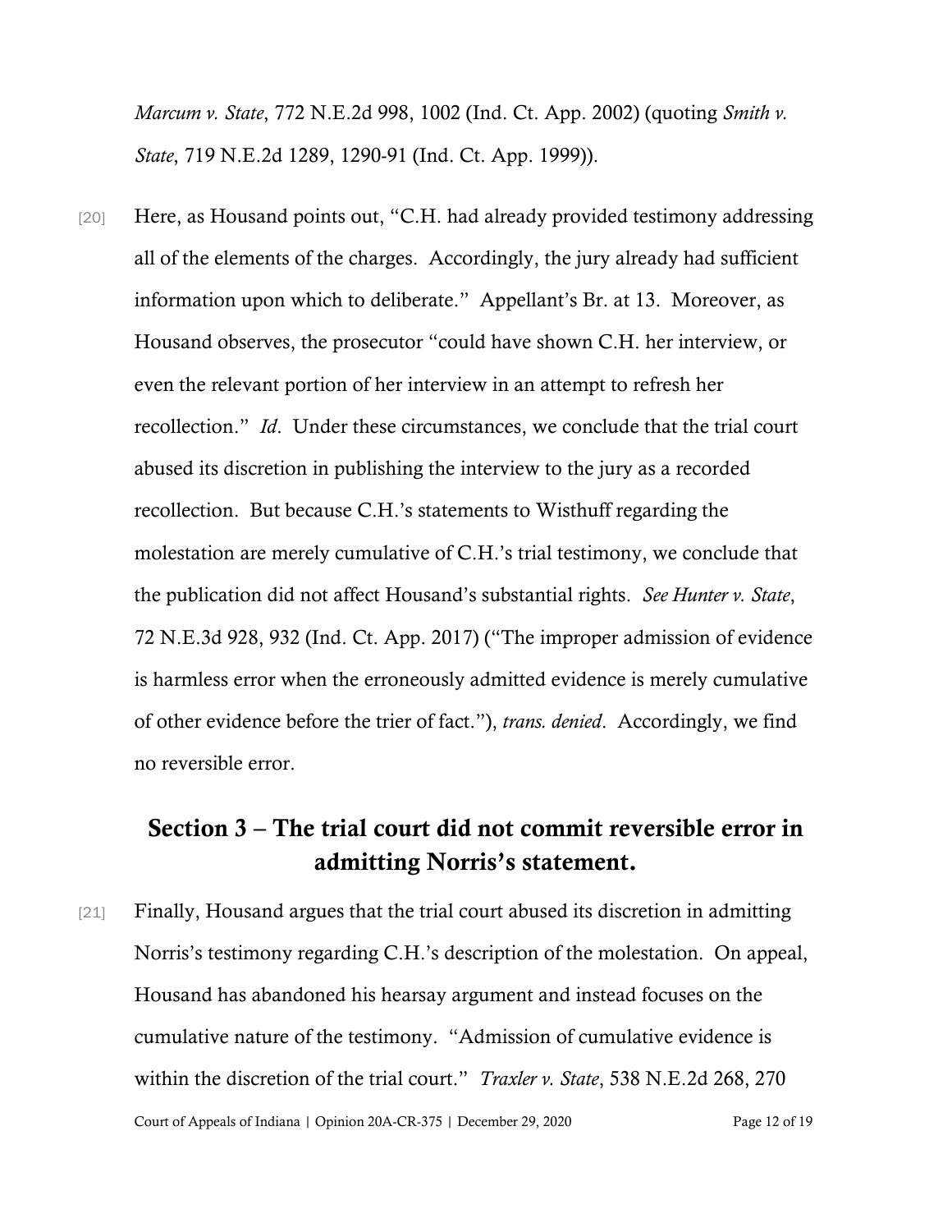*Marcum v. State*, 772 N.E.2d 998, 1002 (Ind. Ct. App. 2002) (quoting *Smith v. State*, 719 N.E.2d 1289, 1290-91 (Ind. Ct. App. 1999)).

[20] Here, as Housand points out, "C.H. had already provided testimony addressing all of the elements of the charges. Accordingly, the jury already had sufficient information upon which to deliberate." Appellant's Br. at 13. Moreover, as Housand observes, the prosecutor "could have shown C.H. her interview, or even the relevant portion of her interview in an attempt to refresh her recollection." *Id*. Under these circumstances, we conclude that the trial court abused its discretion in publishing the interview to the jury as a recorded recollection. But because C.H.'s statements to Wisthuff regarding the molestation are merely cumulative of C.H.'s trial testimony, we conclude that the publication did not affect Housand's substantial rights. *See Hunter v. State*, 72 N.E.3d 928, 932 (Ind. Ct. App. 2017) ("The improper admission of evidence is harmless error when the erroneously admitted evidence is merely cumulative of other evidence before the trier of fact."), *trans. denied*. Accordingly, we find no reversible error.

## Section 3 – The trial court did not commit reversible error in admitting Norris's statement.

[21] Finally, Housand argues that the trial court abused its discretion in admitting Norris's testimony regarding C.H.'s description of the molestation. On appeal, Housand has abandoned his hearsay argument and instead focuses on the cumulative nature of the testimony. "Admission of cumulative evidence is within the discretion of the trial court." *Traxler v. State*, 538 N.E.2d 268, 270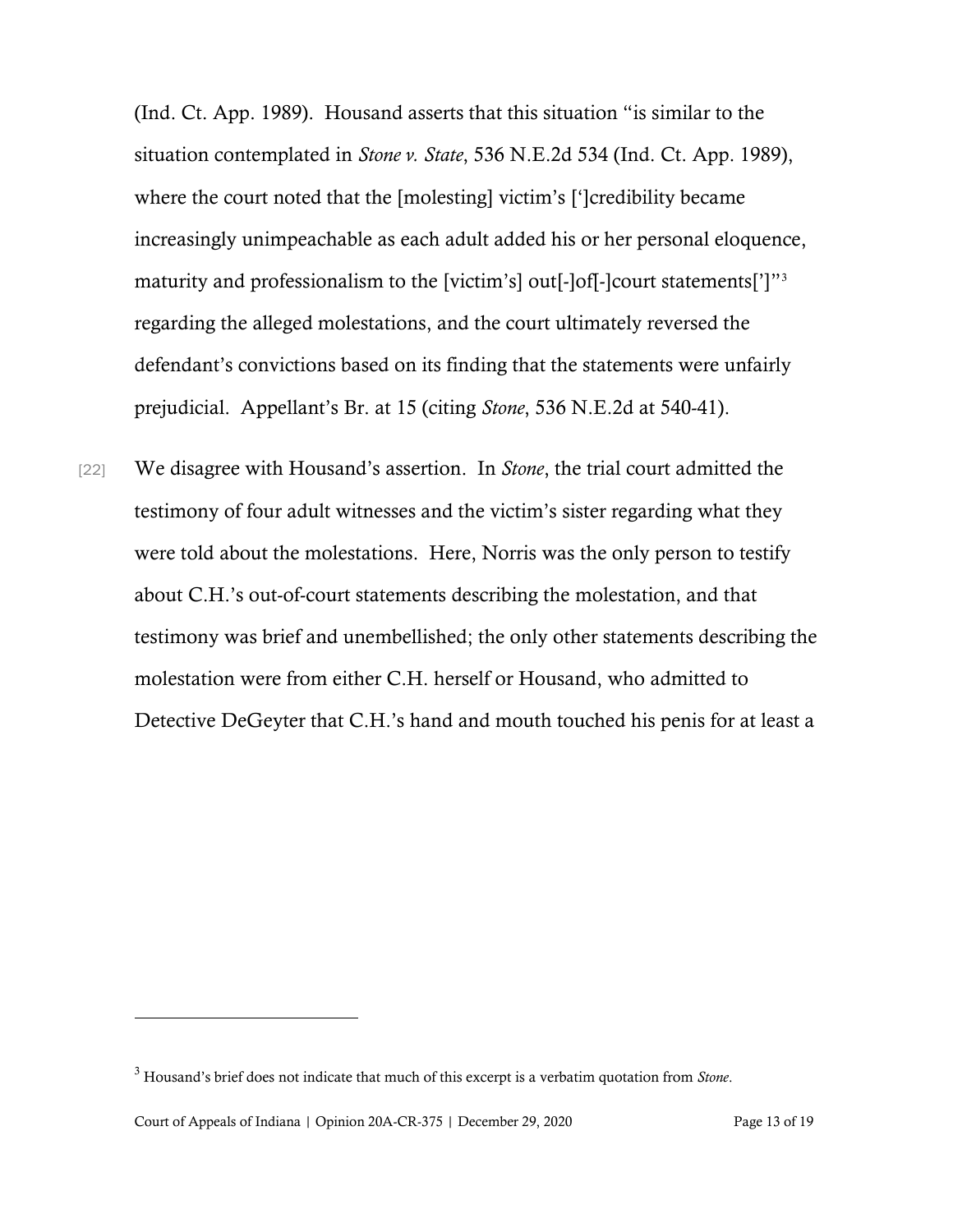(Ind. Ct. App. 1989). Housand asserts that this situation "is similar to the situation contemplated in *Stone v. State*, 536 N.E.2d 534 (Ind. Ct. App. 1989), where the court noted that the [molesting] victim's [']credibility became increasingly unimpeachable as each adult added his or her personal eloquence, maturity and professionalism to the [victim's] out[-]of[-]court statements[']"[3] regarding the alleged molestations, and the court ultimately reversed the defendant's convictions based on its finding that the statements were unfairly prejudicial. Appellant's Br. at 15 (citing *Stone*, 536 N.E.2d at 540-41).

[22] We disagree with Housand's assertion. In *Stone*, the trial court admitted the testimony of four adult witnesses and the victim's sister regarding what they were told about the molestations. Here, Norris was the only person to testify about C.H.'s out-of-court statements describing the molestation, and that testimony was brief and unembellished; the only other statements describing the molestation were from either C.H. herself or Housand, who admitted to Detective DeGeyter that C.H.'s hand and mouth touched his penis for at least a

---

[3] Housand's brief does not indicate that much of this excerpt is a verbatim quotation from *Stone*.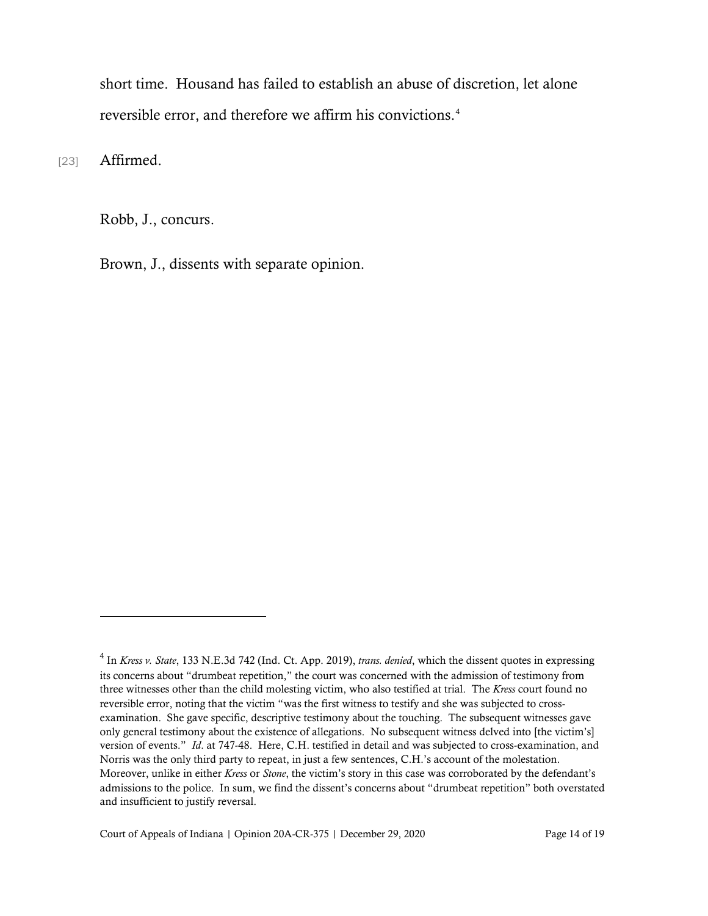short time. Housand has failed to establish an abuse of discretion, let alone reversible error, and therefore we affirm his convictions.[4]

[23] Affirmed.

Robb, J., concurs.

Brown, J., dissents with separate opinion.

---

[4] In *Kress v. State*, 133 N.E.3d 742 (Ind. Ct. App. 2019), *trans. denied*, which the dissent quotes in expressing its concerns about "drumbeat repetition," the court was concerned with the admission of testimony from three witnesses other than the child molesting victim, who also testified at trial. The *Kress* court found no reversible error, noting that the victim "was the first witness to testify and she was subjected to cross-examination. She gave specific, descriptive testimony about the touching. The subsequent witnesses gave only general testimony about the existence of allegations. No subsequent witness delved into [the victim's] version of events." *Id*. at 747-48. Here, C.H. testified in detail and was subjected to cross-examination, and Norris was the only third party to repeat, in just a few sentences, C.H.'s account of the molestation. Moreover, unlike in either *Kress* or *Stone*, the victim's story in this case was corroborated by the defendant's admissions to the police. In sum, we find the dissent's concerns about "drumbeat repetition" both overstated and insufficient to justify reversal.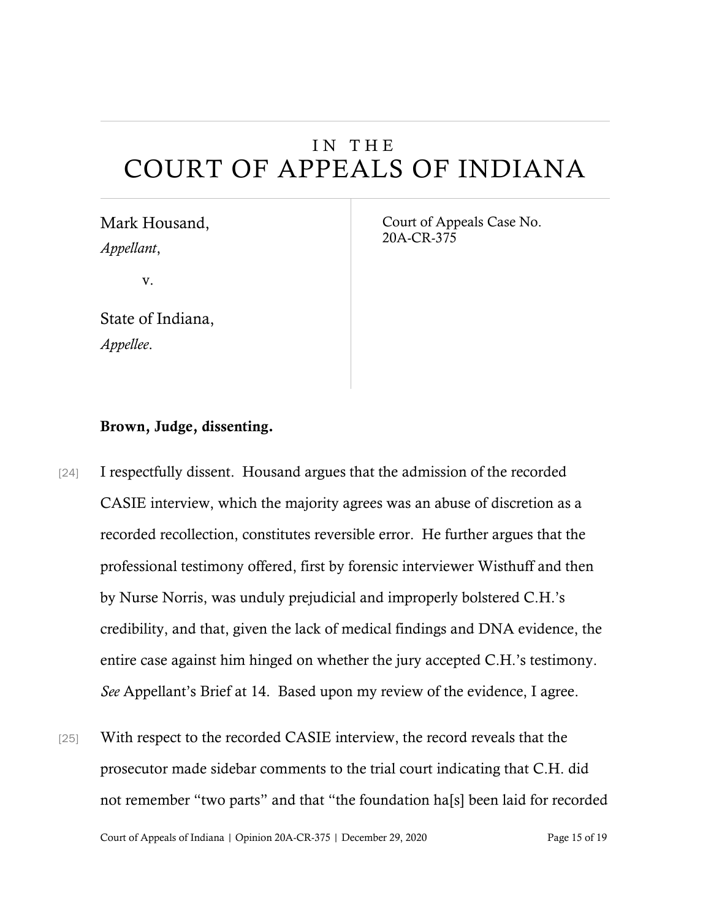# IN THE COURT OF APPEALS OF INDIANA

| Mark Housand, *Appellant*, v. State of Indiana, *Appellee*. | Court of Appeals Case No. 20A-CR-375 |
| --- | --- |

**Brown, Judge, dissenting.**

[24] I respectfully dissent. Housand argues that the admission of the recorded CASIE interview, which the majority agrees was an abuse of discretion as a recorded recollection, constitutes reversible error. He further argues that the professional testimony offered, first by forensic interviewer Wisthuff and then by Nurse Norris, was unduly prejudicial and improperly bolstered C.H.'s credibility, and that, given the lack of medical findings and DNA evidence, the entire case against him hinged on whether the jury accepted C.H.'s testimony. *See* Appellant's Brief at 14. Based upon my review of the evidence, I agree.

[25] With respect to the recorded CASIE interview, the record reveals that the prosecutor made sidebar comments to the trial court indicating that C.H. did not remember "two parts" and that "the foundation ha[s] been laid for recorded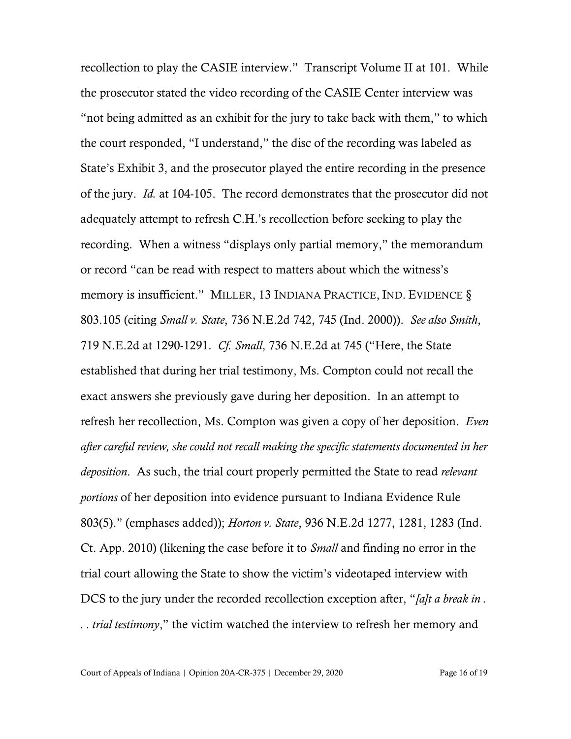recollection to play the CASIE interview." Transcript Volume II at 101. While the prosecutor stated the video recording of the CASIE Center interview was "not being admitted as an exhibit for the jury to take back with them," to which the court responded, "I understand," the disc of the recording was labeled as State's Exhibit 3, and the prosecutor played the entire recording in the presence of the jury. *Id.* at 104-105. The record demonstrates that the prosecutor did not adequately attempt to refresh C.H.'s recollection before seeking to play the recording. When a witness "displays only partial memory," the memorandum or record "can be read with respect to matters about which the witness's memory is insufficient." MILLER, 13 INDIANA PRACTICE, IND. EVIDENCE § 803.105 (citing *Small v. State*, 736 N.E.2d 742, 745 (Ind. 2000)). *See also Smith*, 719 N.E.2d at 1290-1291. *Cf. Small*, 736 N.E.2d at 745 ("Here, the State established that during her trial testimony, Ms. Compton could not recall the exact answers she previously gave during her deposition. In an attempt to refresh her recollection, Ms. Compton was given a copy of her deposition. *Even after careful review, she could not recall making the specific statements documented in her deposition*. As such, the trial court properly permitted the State to read *relevant portions* of her deposition into evidence pursuant to Indiana Evidence Rule 803(5)." (emphases added)); *Horton v. State*, 936 N.E.2d 1277, 1281, 1283 (Ind. Ct. App. 2010) (likening the case before it to *Small* and finding no error in the trial court allowing the State to show the victim's videotaped interview with DCS to the jury under the recorded recollection exception after, "*[a]t a break in . . . trial testimony*," the victim watched the interview to refresh her memory and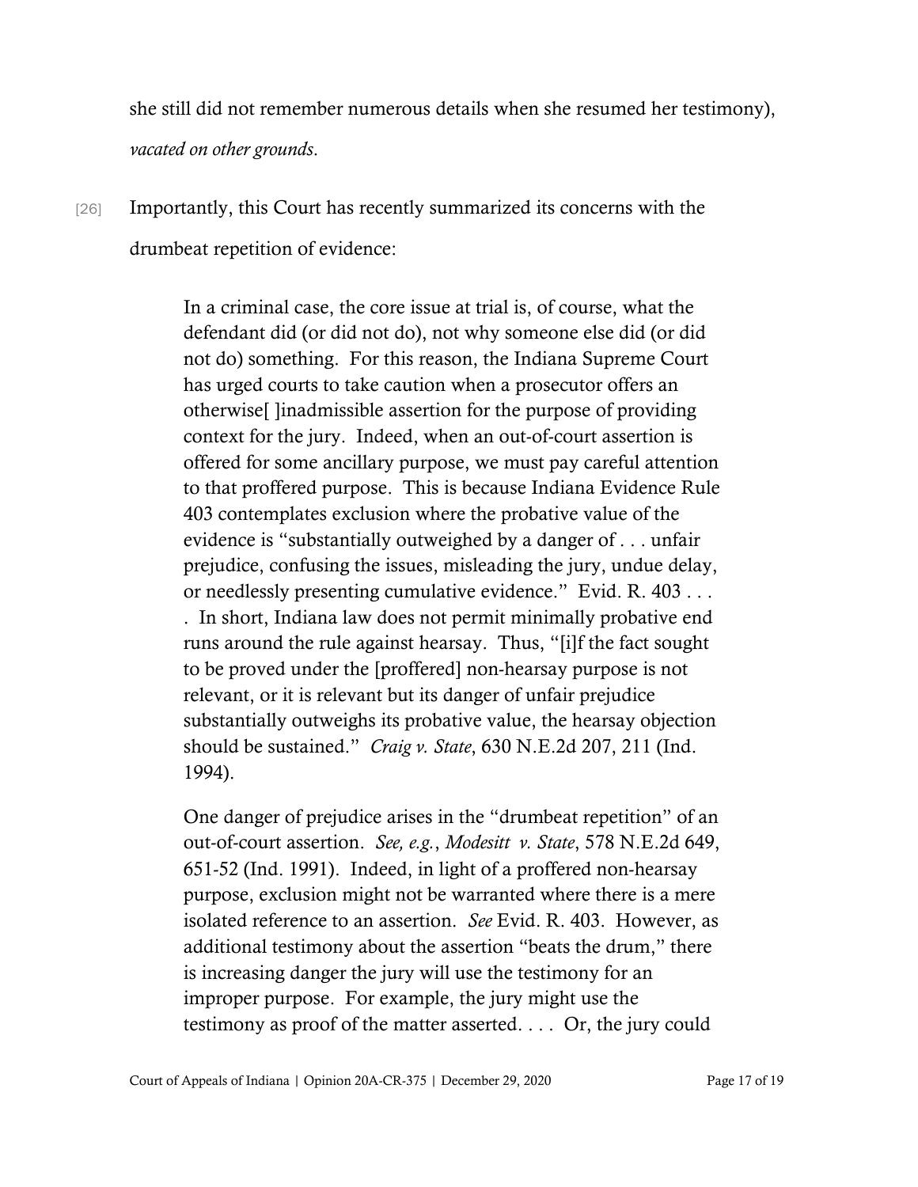she still did not remember numerous details when she resumed her testimony), *vacated on other grounds*.

[26] Importantly, this Court has recently summarized its concerns with the drumbeat repetition of evidence:

> In a criminal case, the core issue at trial is, of course, what the defendant did (or did not do), not why someone else did (or did not do) something. For this reason, the Indiana Supreme Court has urged courts to take caution when a prosecutor offers an otherwise[ ]inadmissible assertion for the purpose of providing context for the jury. Indeed, when an out-of-court assertion is offered for some ancillary purpose, we must pay careful attention to that proffered purpose. This is because Indiana Evidence Rule 403 contemplates exclusion where the probative value of the evidence is "substantially outweighed by a danger of . . . unfair prejudice, confusing the issues, misleading the jury, undue delay, or needlessly presenting cumulative evidence." Evid. R. 403 . . . . In short, Indiana law does not permit minimally probative end runs around the rule against hearsay. Thus, "[i]f the fact sought to be proved under the [proffered] non-hearsay purpose is not relevant, or it is relevant but its danger of unfair prejudice substantially outweighs its probative value, the hearsay objection should be sustained." *Craig v. State*, 630 N.E.2d 207, 211 (Ind. 1994).
>
> One danger of prejudice arises in the "drumbeat repetition" of an out-of-court assertion. *See, e.g.*, *Modesitt v. State*, 578 N.E.2d 649, 651-52 (Ind. 1991). Indeed, in light of a proffered non-hearsay purpose, exclusion might not be warranted where there is a mere isolated reference to an assertion. *See* Evid. R. 403. However, as additional testimony about the assertion "beats the drum," there is increasing danger the jury will use the testimony for an improper purpose. For example, the jury might use the testimony as proof of the matter asserted. . . . Or, the jury could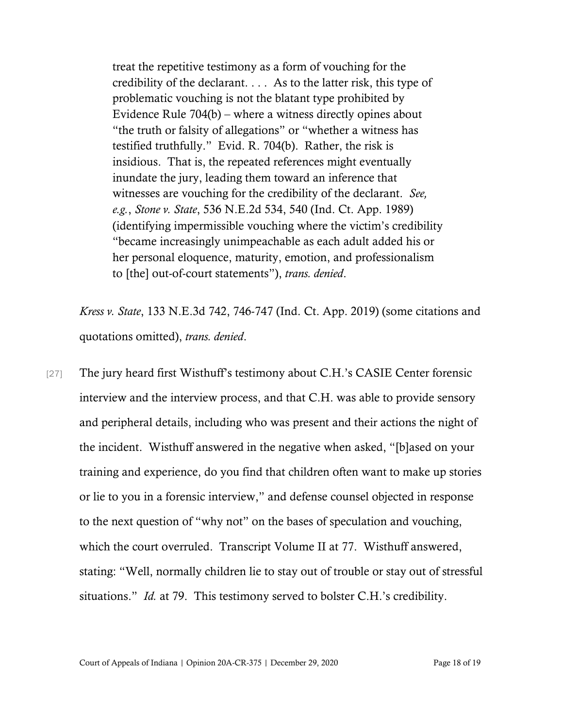> treat the repetitive testimony as a form of vouching for the credibility of the declarant. . . . As to the latter risk, this type of problematic vouching is not the blatant type prohibited by Evidence Rule 704(b) – where a witness directly opines about "the truth or falsity of allegations" or "whether a witness has testified truthfully." Evid. R. 704(b). Rather, the risk is insidious. That is, the repeated references might eventually inundate the jury, leading them toward an inference that witnesses are vouching for the credibility of the declarant. *See, e.g.*, *Stone v. State*, 536 N.E.2d 534, 540 (Ind. Ct. App. 1989) (identifying impermissible vouching where the victim's credibility "became increasingly unimpeachable as each adult added his or her personal eloquence, maturity, emotion, and professionalism to [the] out-of-court statements"), *trans. denied*.

*Kress v. State*, 133 N.E.3d 742, 746-747 (Ind. Ct. App. 2019) (some citations and quotations omitted), *trans. denied*.

[27] The jury heard first Wisthuff's testimony about C.H.'s CASIE Center forensic interview and the interview process, and that C.H. was able to provide sensory and peripheral details, including who was present and their actions the night of the incident. Wisthuff answered in the negative when asked, "[b]ased on your training and experience, do you find that children often want to make up stories or lie to you in a forensic interview," and defense counsel objected in response to the next question of "why not" on the bases of speculation and vouching, which the court overruled. Transcript Volume II at 77. Wisthuff answered, stating: "Well, normally children lie to stay out of trouble or stay out of stressful situations." *Id.* at 79. This testimony served to bolster C.H.'s credibility.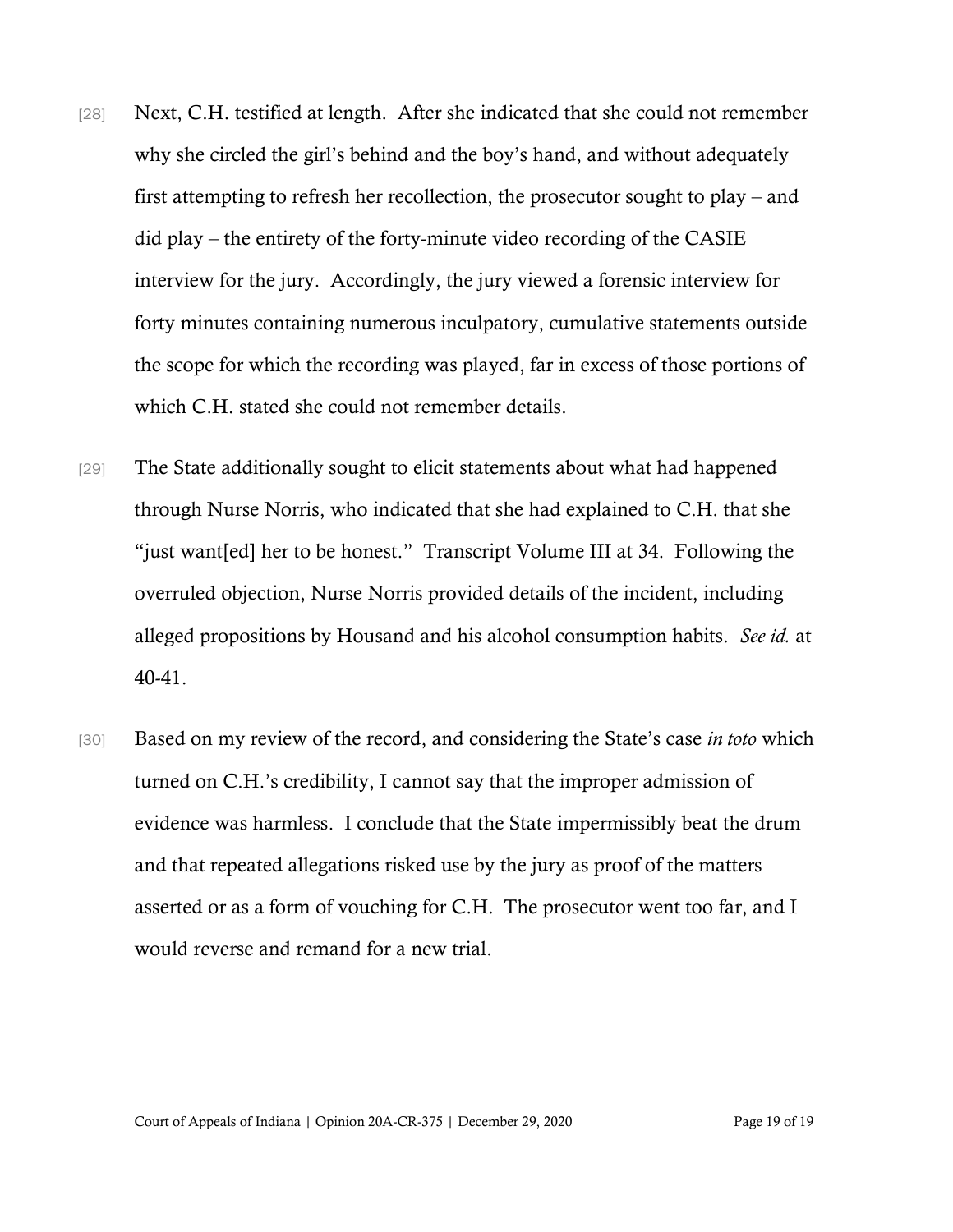[28] Next, C.H. testified at length. After she indicated that she could not remember why she circled the girl's behind and the boy's hand, and without adequately first attempting to refresh her recollection, the prosecutor sought to play – and did play – the entirety of the forty-minute video recording of the CASIE interview for the jury. Accordingly, the jury viewed a forensic interview for forty minutes containing numerous inculpatory, cumulative statements outside the scope for which the recording was played, far in excess of those portions of which C.H. stated she could not remember details.

[29] The State additionally sought to elicit statements about what had happened through Nurse Norris, who indicated that she had explained to C.H. that she "just want[ed] her to be honest." Transcript Volume III at 34. Following the overruled objection, Nurse Norris provided details of the incident, including alleged propositions by Housand and his alcohol consumption habits. *See id.* at 40-41.

[30] Based on my review of the record, and considering the State's case *in toto* which turned on C.H.'s credibility, I cannot say that the improper admission of evidence was harmless. I conclude that the State impermissibly beat the drum and that repeated allegations risked use by the jury as proof of the matters asserted or as a form of vouching for C.H. The prosecutor went too far, and I would reverse and remand for a new trial.